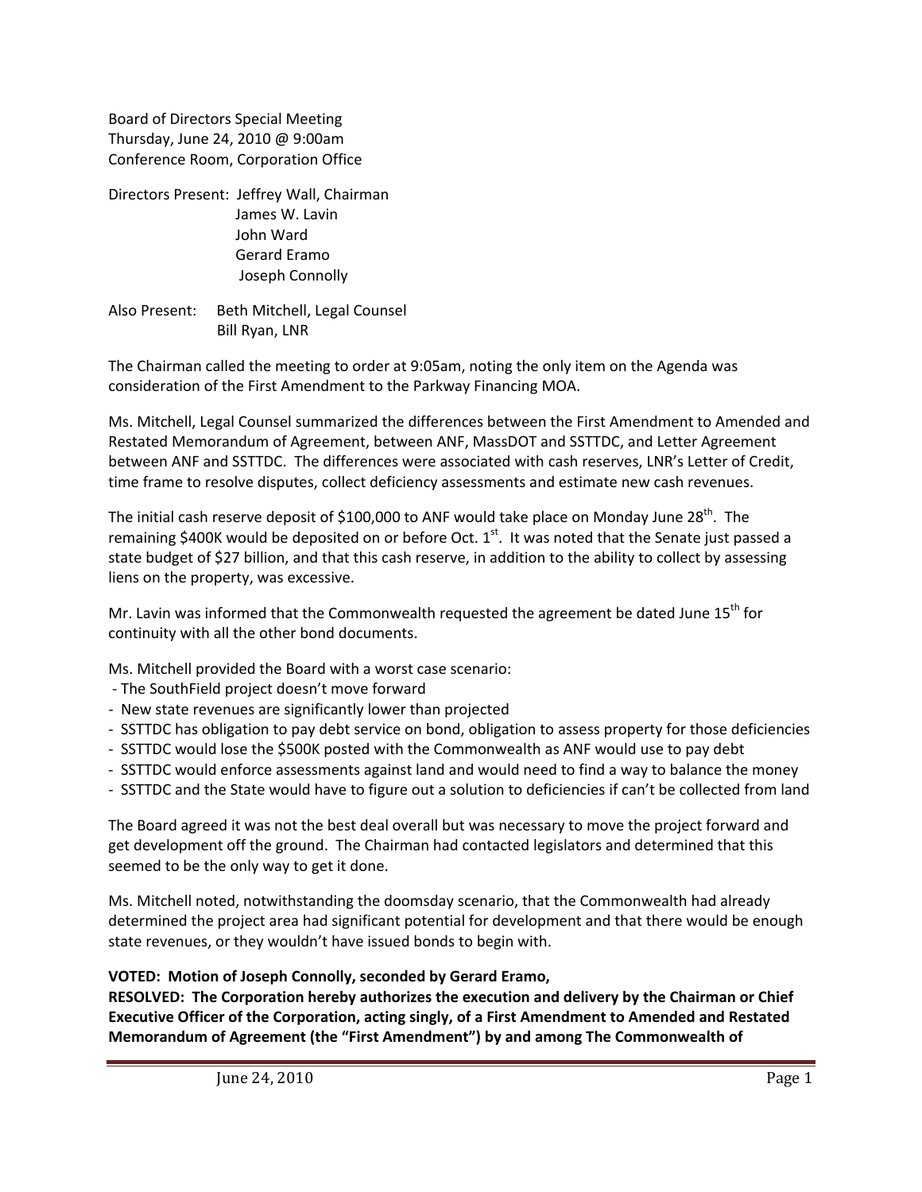Board of Directors Special Meeting
Thursday, June 24, 2010 @ 9:00am
Conference Room, Corporation Office

Directors Present: Jeffrey Wall, Chairman
James W. Lavin
John Ward
Gerard Eramo
Joseph Connolly

Also Present: Beth Mitchell, Legal Counsel
Bill Ryan, LNR

The Chairman called the meeting to order at 9:05am, noting the only item on the Agenda was consideration of the First Amendment to the Parkway Financing MOA.

Ms. Mitchell, Legal Counsel summarized the differences between the First Amendment to Amended and Restated Memorandum of Agreement, between ANF, MassDOT and SSTTDC, and Letter Agreement between ANF and SSTTDC. The differences were associated with cash reserves, LNR's Letter of Credit, time frame to resolve disputes, collect deficiency assessments and estimate new cash revenues.

The initial cash reserve deposit of $100,000 to ANF would take place on Monday June 28th. The remaining $400K would be deposited on or before Oct. 1st. It was noted that the Senate just passed a state budget of $27 billion, and that this cash reserve, in addition to the ability to collect by assessing liens on the property, was excessive.

Mr. Lavin was informed that the Commonwealth requested the agreement be dated June 15th for continuity with all the other bond documents.

Ms. Mitchell provided the Board with a worst case scenario:

- The SouthField project doesn't move forward
- New state revenues are significantly lower than projected
- SSTTDC has obligation to pay debt service on bond, obligation to assess property for those deficiencies
- SSTTDC would lose the $500K posted with the Commonwealth as ANF would use to pay debt
- SSTTDC would enforce assessments against land and would need to find a way to balance the money
- SSTTDC and the State would have to figure out a solution to deficiencies if can't be collected from land

The Board agreed it was not the best deal overall but was necessary to move the project forward and get development off the ground. The Chairman had contacted legislators and determined that this seemed to be the only way to get it done.

Ms. Mitchell noted, notwithstanding the doomsday scenario, that the Commonwealth had already determined the project area had significant potential for development and that there would be enough state revenues, or they wouldn't have issued bonds to begin with.

**VOTED: Motion of Joseph Connolly, seconded by Gerard Eramo,**
**RESOLVED: The Corporation hereby authorizes the execution and delivery by the Chairman or Chief Executive Officer of the Corporation, acting singly, of a First Amendment to Amended and Restated Memorandum of Agreement (the "First Amendment") by and among The Commonwealth of**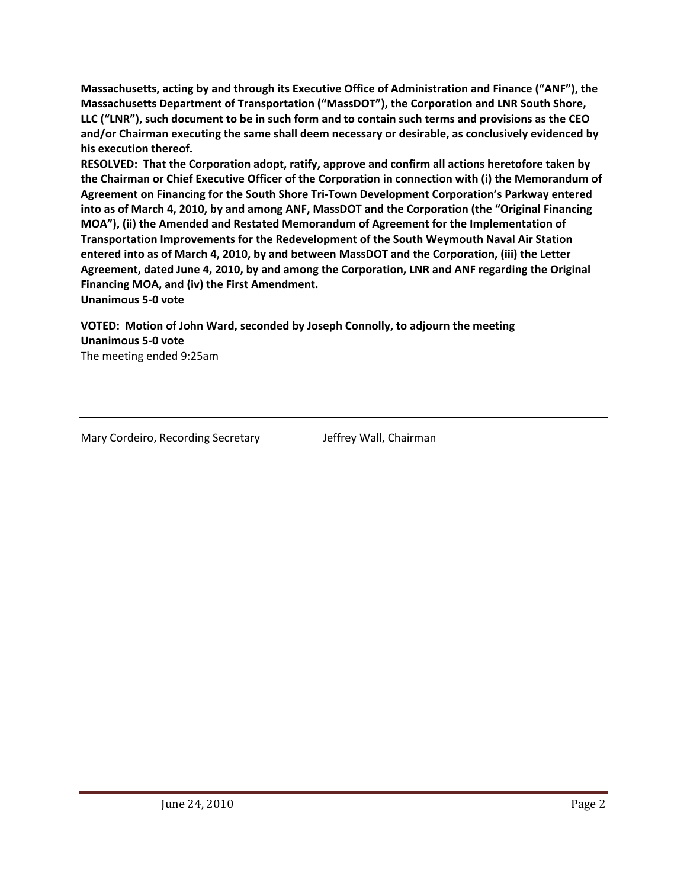**Massachusetts, acting by and through its Executive Office of Administration and Finance ("ANF"), the Massachusetts Department of Transportation ("MassDOT"), the Corporation and LNR South Shore, LLC ("LNR"), such document to be in such form and to contain such terms and provisions as the CEO and/or Chairman executing the same shall deem necessary or desirable, as conclusively evidenced by his execution thereof.**

**RESOLVED: That the Corporation adopt, ratify, approve and confirm all actions heretofore taken by the Chairman or Chief Executive Officer of the Corporation in connection with (i) the Memorandum of Agreement on Financing for the South Shore Tri-Town Development Corporation's Parkway entered into as of March 4, 2010, by and among ANF, MassDOT and the Corporation (the "Original Financing MOA"), (ii) the Amended and Restated Memorandum of Agreement for the Implementation of Transportation Improvements for the Redevelopment of the South Weymouth Naval Air Station entered into as of March 4, 2010, by and between MassDOT and the Corporation, (iii) the Letter Agreement, dated June 4, 2010, by and among the Corporation, LNR and ANF regarding the Original Financing MOA, and (iv) the First Amendment.**

**Unanimous 5-0 vote**

**VOTED: Motion of John Ward, seconded by Joseph Connolly, to adjourn the meeting**

**Unanimous 5-0 vote**

The meeting ended 9:25am

---

Mary Cordeiro, Recording Secretary          Jeffrey Wall, Chairman

June 24, 2010